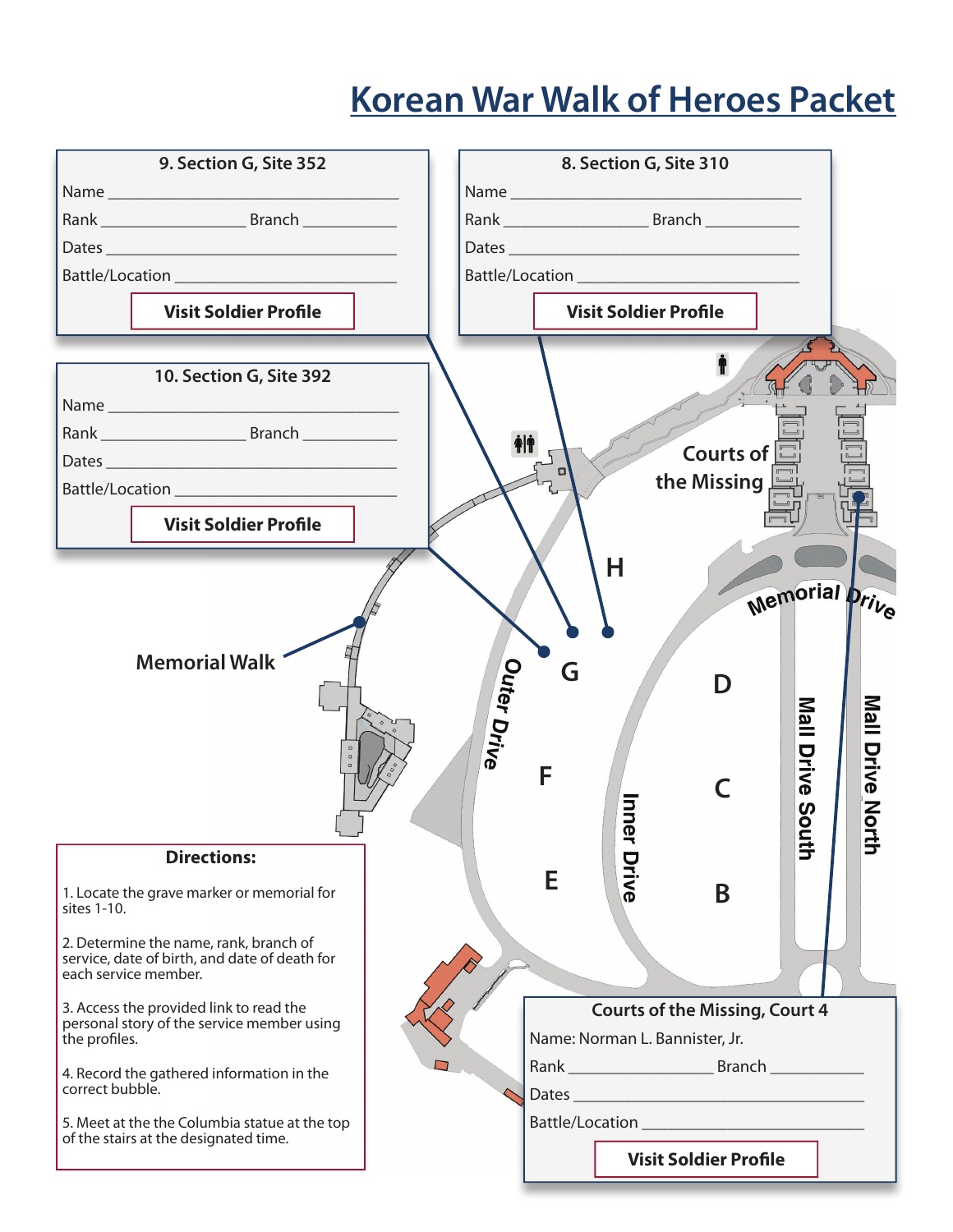# Korean War Walk of Heroes Packet

### 9. Section G, Site 352

Name ____________________________________

Rank __________________ Branch ____________

Dates ___________________________________

Battle/Location ___________________________

**Visit Soldier Profile**

### 8. Section G, Site 310

Name ____________________________________

Rank __________________ Branch ____________

Dates ___________________________________

Battle/Location ___________________________

**Visit Soldier Profile**

### 10. Section G, Site 392

Name ____________________________________

Rank __________________ Branch ____________

Dates ___________________________________

Battle/Location ___________________________

**Visit Soldier Profile**

Courts of the Missing

H

Memorial Drive

Memorial Walk

G

D

Outer Drive

F

C

Mall Drive South

Mall Drive North

E

Inner Drive

B

### Directions:

1. Locate the grave marker or memorial for sites 1-10.
2. Determine the name, rank, branch of service, date of birth, and date of death for each service member.
3. Access the provided link to read the personal story of the service member using the profiles.
4. Record the gathered information in the correct bubble.
5. Meet at the the Columbia statue at the top of the stairs at the designated time.

### Courts of the Missing, Court 4

Name: Norman L. Bannister, Jr.

Rank __________________ Branch ____________

Dates ___________________________________

Battle/Location ___________________________

**Visit Soldier Profile**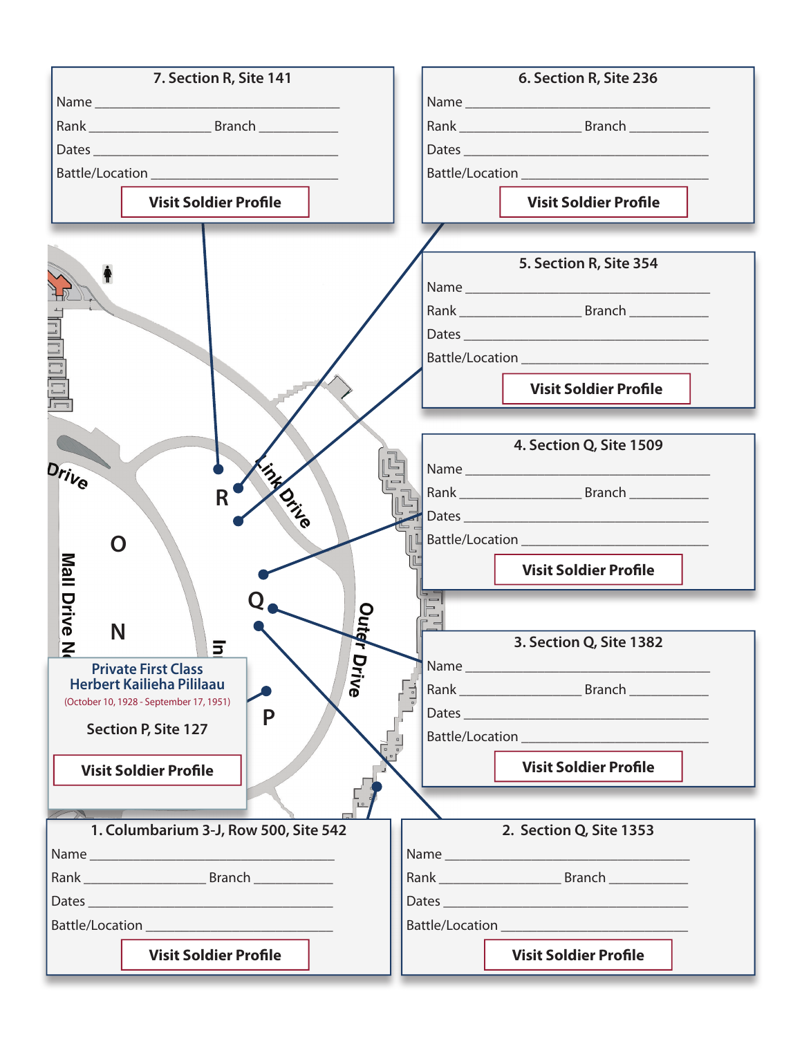### 7. Section R, Site 141

Name ______________________________

Rank ________________ Branch __________

Dates ______________________________

Battle/Location ________________________

**Visit Soldier Profile**

### 6. Section R, Site 236

Name ______________________________

Rank ________________ Branch __________

Dates ______________________________

Battle/Location ________________________

**Visit Soldier Profile**

### 5. Section R, Site 354

Name ______________________________

Rank ________________ Branch __________

Dates ______________________________

Battle/Location ________________________

**Visit Soldier Profile**

### 4. Section Q, Site 1509

Name ______________________________

Rank ________________ Branch __________

Dates ______________________________

Battle/Location ________________________

**Visit Soldier Profile**

Drive

Link Drive

R

O

Q

N

Mall Drive N

Outer Drive

P

In

### 3. Section Q, Site 1382

Name ______________________________

Rank ________________ Branch __________

Dates ______________________________

Battle/Location ________________________

**Visit Soldier Profile**

**Private First Class**
**Herbert Kailieha Pililaau**

(October 10, 1928 - September 17, 1951)

**Section P, Site 127**

**Visit Soldier Profile**

### 1. Columbarium 3-J, Row 500, Site 542

Name ______________________________

Rank ________________ Branch __________

Dates ______________________________

Battle/Location ________________________

**Visit Soldier Profile**

### 2. Section Q, Site 1353

Name ______________________________

Rank ________________ Branch __________

Dates ______________________________

Battle/Location ________________________

**Visit Soldier Profile**